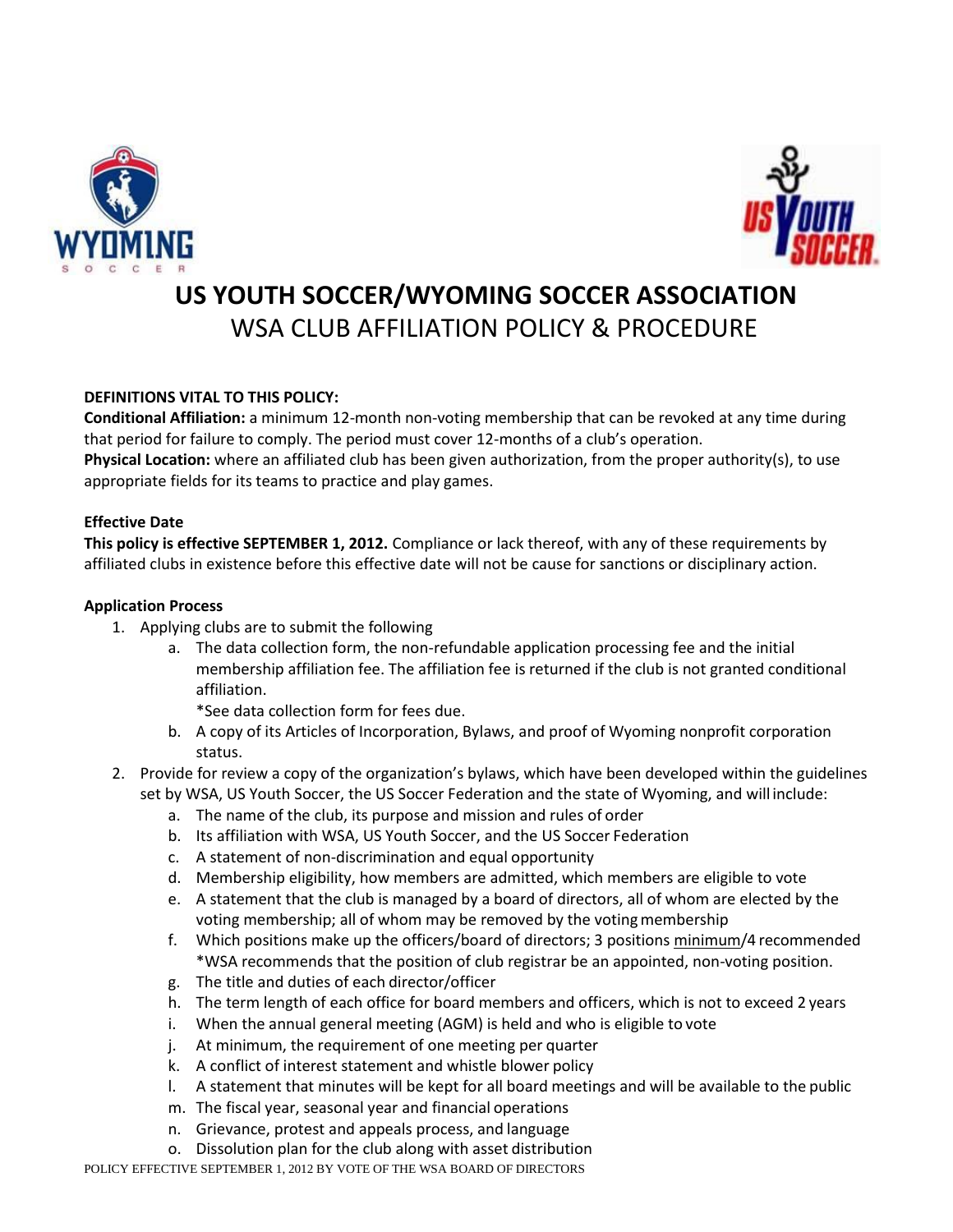# US YOUTH SOCCER/WYOMING SOCCER ASSOCIATION

## WSA CLUB AFFILIATION POLICY & PROCEDURE

**DEFINITIONS VITAL TO THIS POLICY:**

**Conditional Affiliation:** a minimum 12-month non-voting membership that can be revoked at any time during that period for failure to comply. The period must cover 12-months of a club's operation.

**Physical Location:** where an affiliated club has been given authorization, from the proper authority(s), to use appropriate fields for its teams to practice and play games.

**Effective Date**

**This policy is effective SEPTEMBER 1, 2012.** Compliance or lack thereof, with any of these requirements by affiliated clubs in existence before this effective date will not be cause for sanctions or disciplinary action.

**Application Process**

1. Applying clubs are to submit the following
   a. The data collection form, the non-refundable application processing fee and the initial membership affiliation fee. The affiliation fee is returned if the club is not granted conditional affiliation.
      *See data collection form for fees due.
   b. A copy of its Articles of Incorporation, Bylaws, and proof of Wyoming nonprofit corporation status.
2. Provide for review a copy of the organization's bylaws, which have been developed within the guidelines set by WSA, US Youth Soccer, the US Soccer Federation and the state of Wyoming, and will include:
   a. The name of the club, its purpose and mission and rules of order
   b. Its affiliation with WSA, US Youth Soccer, and the US Soccer Federation
   c. A statement of non-discrimination and equal opportunity
   d. Membership eligibility, how members are admitted, which members are eligible to vote
   e. A statement that the club is managed by a board of directors, all of whom are elected by the voting membership; all of whom may be removed by the voting membership
   f. Which positions make up the officers/board of directors; 3 positions minimum/4 recommended
      *WSA recommends that the position of club registrar be an appointed, non-voting position.
   g. The title and duties of each director/officer
   h. The term length of each office for board members and officers, which is not to exceed 2 years
   i. When the annual general meeting (AGM) is held and who is eligible to vote
   j. At minimum, the requirement of one meeting per quarter
   k. A conflict of interest statement and whistle blower policy
   l. A statement that minutes will be kept for all board meetings and will be available to the public
   m. The fiscal year, seasonal year and financial operations
   n. Grievance, protest and appeals process, and language
   o. Dissolution plan for the club along with asset distribution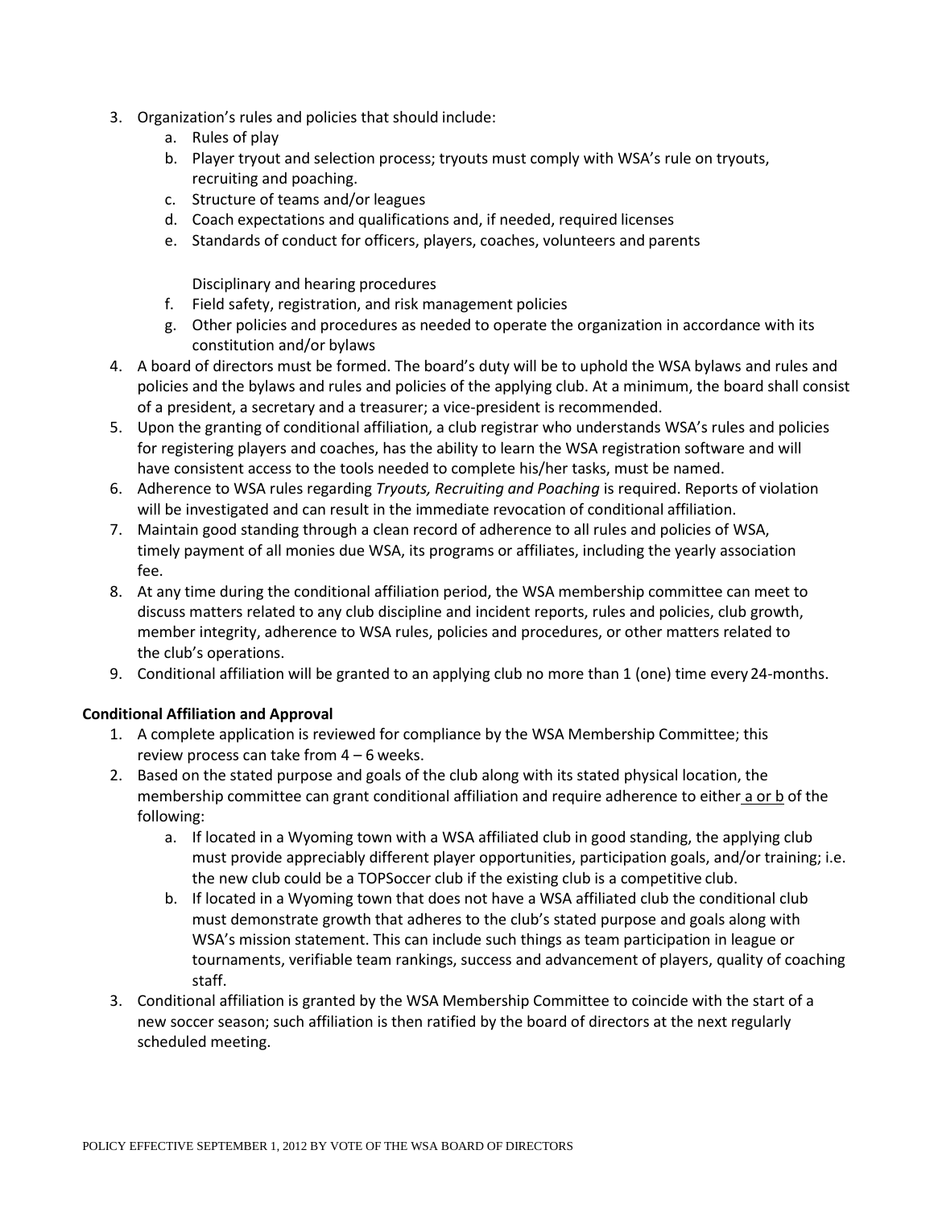3. Organization's rules and policies that should include:
    a. Rules of play
    b. Player tryout and selection process; tryouts must comply with WSA's rule on tryouts, recruiting and poaching.
    c. Structure of teams and/or leagues
    d. Coach expectations and qualifications and, if needed, required licenses
    e. Standards of conduct for officers, players, coaches, volunteers and parents

       Disciplinary and hearing procedures
    f. Field safety, registration, and risk management policies
    g. Other policies and procedures as needed to operate the organization in accordance with its constitution and/or bylaws
4. A board of directors must be formed. The board's duty will be to uphold the WSA bylaws and rules and policies and the bylaws and rules and policies of the applying club. At a minimum, the board shall consist of a president, a secretary and a treasurer; a vice-president is recommended.
5. Upon the granting of conditional affiliation, a club registrar who understands WSA's rules and policies for registering players and coaches, has the ability to learn the WSA registration software and will have consistent access to the tools needed to complete his/her tasks, must be named.
6. Adherence to WSA rules regarding *Tryouts, Recruiting and Poaching* is required. Reports of violation will be investigated and can result in the immediate revocation of conditional affiliation.
7. Maintain good standing through a clean record of adherence to all rules and policies of WSA, timely payment of all monies due WSA, its programs or affiliates, including the yearly association fee.
8. At any time during the conditional affiliation period, the WSA membership committee can meet to discuss matters related to any club discipline and incident reports, rules and policies, club growth, member integrity, adherence to WSA rules, policies and procedures, or other matters related to the club's operations.
9. Conditional affiliation will be granted to an applying club no more than 1 (one) time every 24-months.

**Conditional Affiliation and Approval**

1. A complete application is reviewed for compliance by the WSA Membership Committee; this review process can take from 4 – 6 weeks.
2. Based on the stated purpose and goals of the club along with its stated physical location, the membership committee can grant conditional affiliation and require adherence to either a or b of the following:
    a. If located in a Wyoming town with a WSA affiliated club in good standing, the applying club must provide appreciably different player opportunities, participation goals, and/or training; i.e. the new club could be a TOPSoccer club if the existing club is a competitive club.
    b. If located in a Wyoming town that does not have a WSA affiliated club the conditional club must demonstrate growth that adheres to the club's stated purpose and goals along with WSA's mission statement. This can include such things as team participation in league or tournaments, verifiable team rankings, success and advancement of players, quality of coaching staff.
3. Conditional affiliation is granted by the WSA Membership Committee to coincide with the start of a new soccer season; such affiliation is then ratified by the board of directors at the next regularly scheduled meeting.

POLICY EFFECTIVE SEPTEMBER 1, 2012 BY VOTE OF THE WSA BOARD OF DIRECTORS